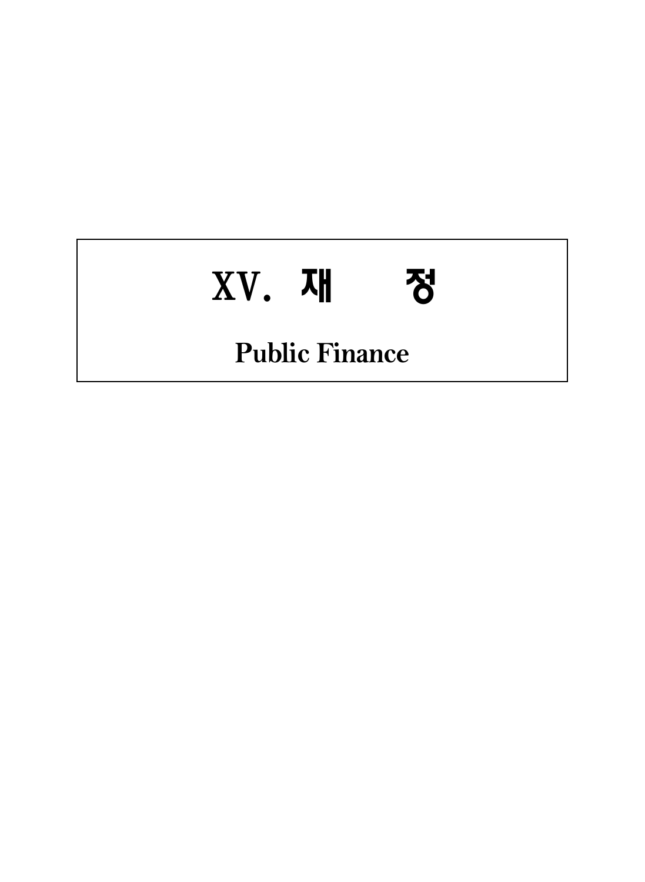# XV. 재 정

## Public Finance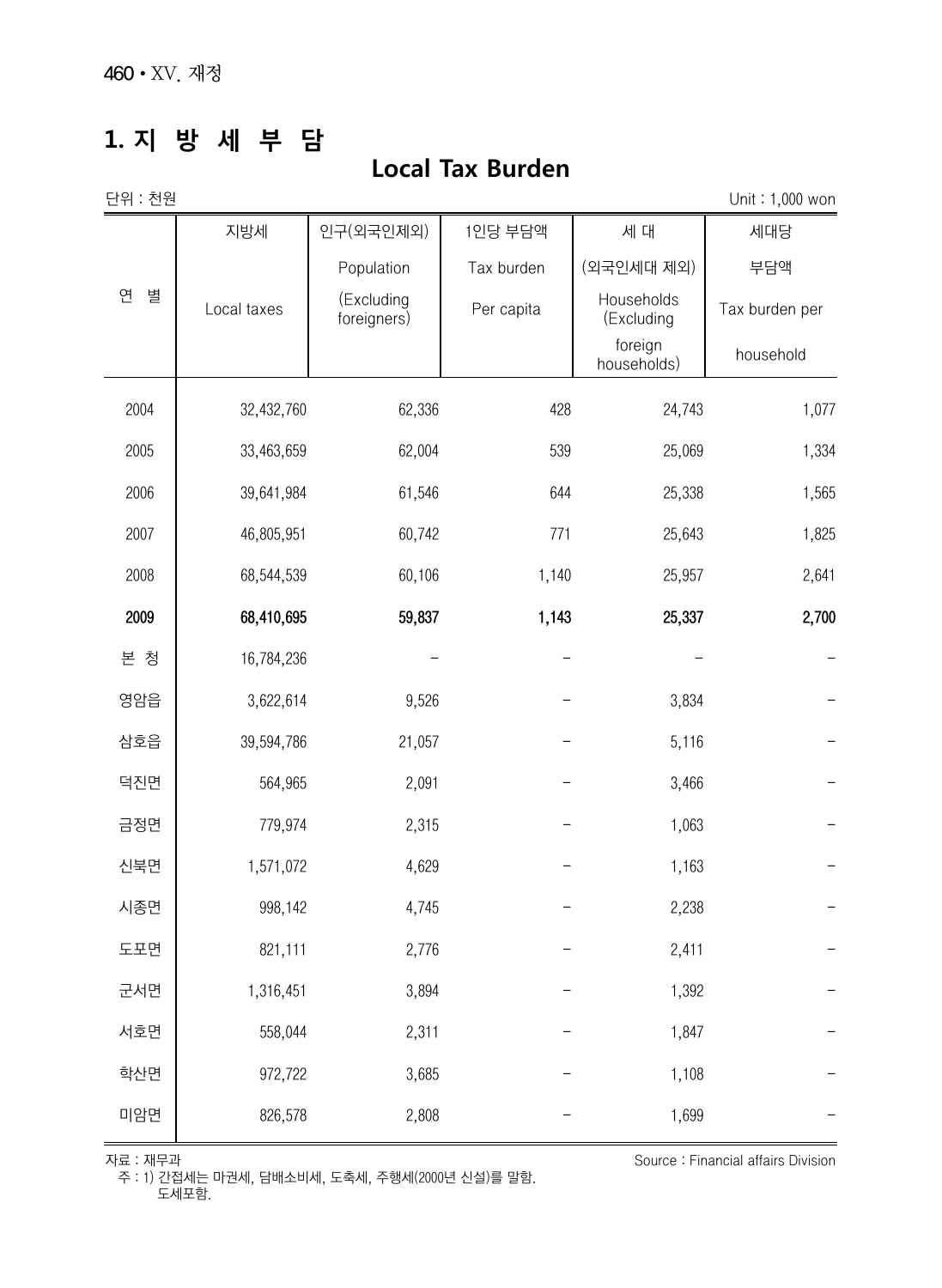# 1. 지 방 세 부 담

## Local Tax Burden

단위 : 천원 Unit : 1,000 won

| 연 별 | 지방세<br>Local taxes | 인구(외국인제외)<br>Population<br>(Excluding foreigners) | 1인당 부담액<br>Tax burden<br>Per capita | 세 대<br>(외국인세대 제외)<br>Households<br>(Excluding foreign households) | 세대당<br>부담액<br>Tax burden per<br>household |
|---|---|---|---|---|---|
| 2004 | 32,432,760 | 62,336 | 428 | 24,743 | 1,077 |
| 2005 | 33,463,659 | 62,004 | 539 | 25,069 | 1,334 |
| 2006 | 39,641,984 | 61,546 | 644 | 25,338 | 1,565 |
| 2007 | 46,805,951 | 60,742 | 771 | 25,643 | 1,825 |
| 2008 | 68,544,539 | 60,106 | 1,140 | 25,957 | 2,641 |
| **2009** | **68,410,695** | **59,837** | **1,143** | **25,337** | **2,700** |
| 본 청 | 16,784,236 | - | - | - | - |
| 영암읍 | 3,622,614 | 9,526 | - | 3,834 | - |
| 삼호읍 | 39,594,786 | 21,057 | - | 5,116 | - |
| 덕진면 | 564,965 | 2,091 | - | 3,466 | - |
| 금정면 | 779,974 | 2,315 | - | 1,063 | - |
| 신북면 | 1,571,072 | 4,629 | - | 1,163 | - |
| 시종면 | 998,142 | 4,745 | - | 2,238 | - |
| 도포면 | 821,111 | 2,776 | - | 2,411 | - |
| 군서면 | 1,316,451 | 3,894 | - | 1,392 | - |
| 서호면 | 558,044 | 2,311 | - | 1,847 | - |
| 학산면 | 972,722 | 3,685 | - | 1,108 | - |
| 미암면 | 826,578 | 2,808 | - | 1,699 | - |

자료 : 재무과 Source : Financial affairs Division

주 : 1) 간접세는 마권세, 담배소비세, 도축세, 주행세(2000년 신설)를 말함.
도세포함.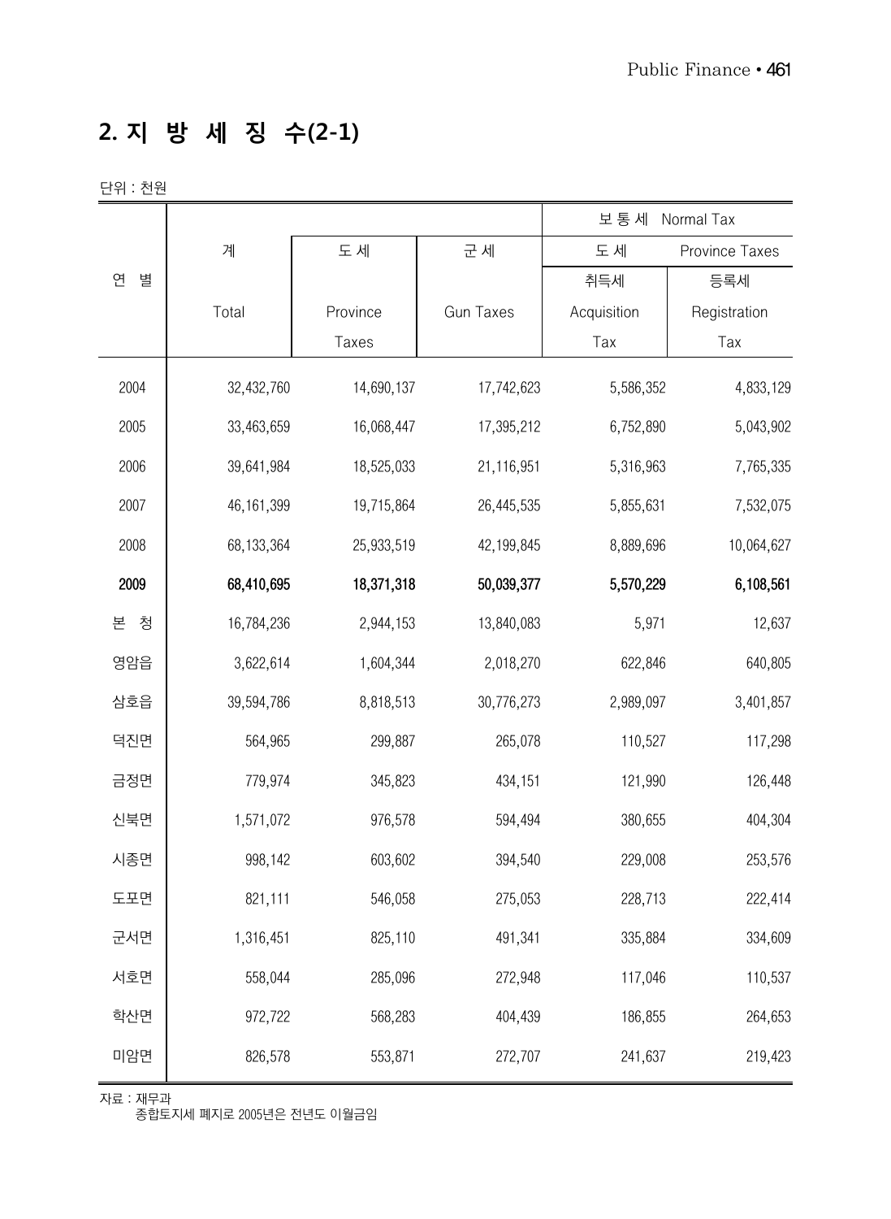## 2. 지 방 세 징 수(2-1)

단위 : 천원

| 연 별 | 계<br>Total | 도 세<br>Province Taxes | 군 세<br>Gun Taxes | 보 통 세 Normal Tax<br>도 세 Province Taxes<br>취득세<br>Acquisition Tax | <br><br>등록세<br>Registration Tax |
|---|---|---|---|---|---|
| 2004 | 32,432,760 | 14,690,137 | 17,742,623 | 5,586,352 | 4,833,129 |
| 2005 | 33,463,659 | 16,068,447 | 17,395,212 | 6,752,890 | 5,043,902 |
| 2006 | 39,641,984 | 18,525,033 | 21,116,951 | 5,316,963 | 7,765,335 |
| 2007 | 46,161,399 | 19,715,864 | 26,445,535 | 5,855,631 | 7,532,075 |
| 2008 | 68,133,364 | 25,933,519 | 42,199,845 | 8,889,696 | 10,064,627 |
| **2009** | **68,410,695** | **18,371,318** | **50,039,377** | **5,570,229** | **6,108,561** |
| 본 청 | 16,784,236 | 2,944,153 | 13,840,083 | 5,971 | 12,637 |
| 영암읍 | 3,622,614 | 1,604,344 | 2,018,270 | 622,846 | 640,805 |
| 삼호읍 | 39,594,786 | 8,818,513 | 30,776,273 | 2,989,097 | 3,401,857 |
| 덕진면 | 564,965 | 299,887 | 265,078 | 110,527 | 117,298 |
| 금정면 | 779,974 | 345,823 | 434,151 | 121,990 | 126,448 |
| 신북면 | 1,571,072 | 976,578 | 594,494 | 380,655 | 404,304 |
| 시종면 | 998,142 | 603,602 | 394,540 | 229,008 | 253,576 |
| 도포면 | 821,111 | 546,058 | 275,053 | 228,713 | 222,414 |
| 군서면 | 1,316,451 | 825,110 | 491,341 | 335,884 | 334,609 |
| 서호면 | 558,044 | 285,096 | 272,948 | 117,046 | 110,537 |
| 학산면 | 972,722 | 568,283 | 404,439 | 186,855 | 264,653 |
| 미암면 | 826,578 | 553,871 | 272,707 | 241,637 | 219,423 |

자료 : 재무과
종합토지세 폐지로 2005년은 전년도 이월금임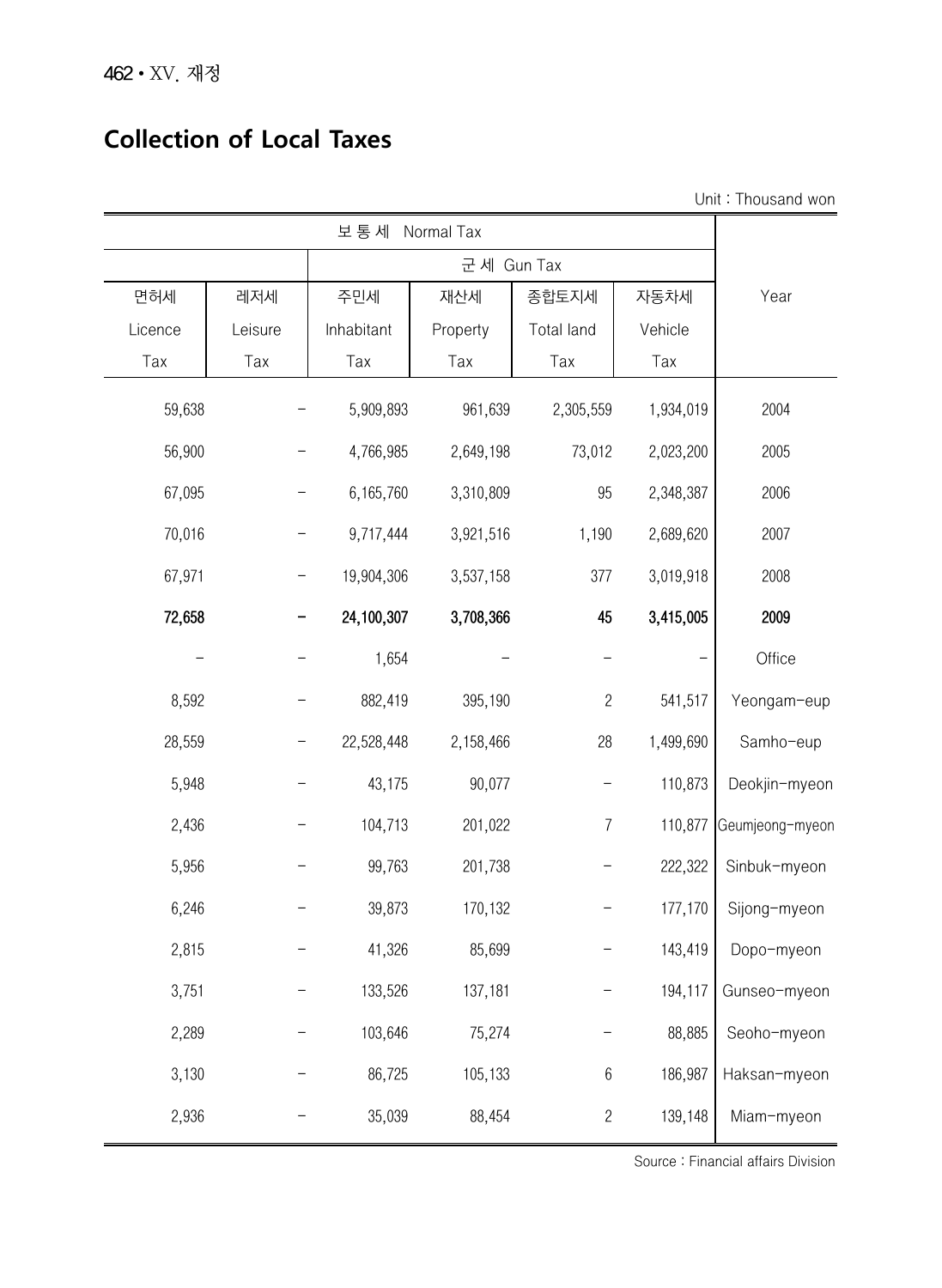## Collection of Local Taxes

Unit : Thousand won

| 보 통 세 Normal Tax | | | | | | Year |
|---|---|---|---|---|---|---|
| | | 군 세 Gun Tax | | | | |
| 면허세 Licence Tax | 레저세 Leisure Tax | 주민세 Inhabitant Tax | 재산세 Property Tax | 종합토지세 Total land Tax | 자동차세 Vehicle Tax | |
| 59,638 | - | 5,909,893 | 961,639 | 2,305,559 | 1,934,019 | 2004 |
| 56,900 | - | 4,766,985 | 2,649,198 | 73,012 | 2,023,200 | 2005 |
| 67,095 | - | 6,165,760 | 3,310,809 | 95 | 2,348,387 | 2006 |
| 70,016 | - | 9,717,444 | 3,921,516 | 1,190 | 2,689,620 | 2007 |
| 67,971 | - | 19,904,306 | 3,537,158 | 377 | 3,019,918 | 2008 |
| **72,658** | **-** | **24,100,307** | **3,708,366** | **45** | **3,415,005** | **2009** |
| - | - | 1,654 | - | - | - | Office |
| 8,592 | - | 882,419 | 395,190 | 2 | 541,517 | Yeongam-eup |
| 28,559 | - | 22,528,448 | 2,158,466 | 28 | 1,499,690 | Samho-eup |
| 5,948 | - | 43,175 | 90,077 | - | 110,873 | Deokjin-myeon |
| 2,436 | - | 104,713 | 201,022 | 7 | 110,877 | Geumjeong-myeon |
| 5,956 | - | 99,763 | 201,738 | - | 222,322 | Sinbuk-myeon |
| 6,246 | - | 39,873 | 170,132 | - | 177,170 | Sijong-myeon |
| 2,815 | - | 41,326 | 85,699 | - | 143,419 | Dopo-myeon |
| 3,751 | - | 133,526 | 137,181 | - | 194,117 | Gunseo-myeon |
| 2,289 | - | 103,646 | 75,274 | - | 88,885 | Seoho-myeon |
| 3,130 | - | 86,725 | 105,133 | 6 | 186,987 | Haksan-myeon |
| 2,936 | - | 35,039 | 88,454 | 2 | 139,148 | Miam-myeon |

Source : Financial affairs Division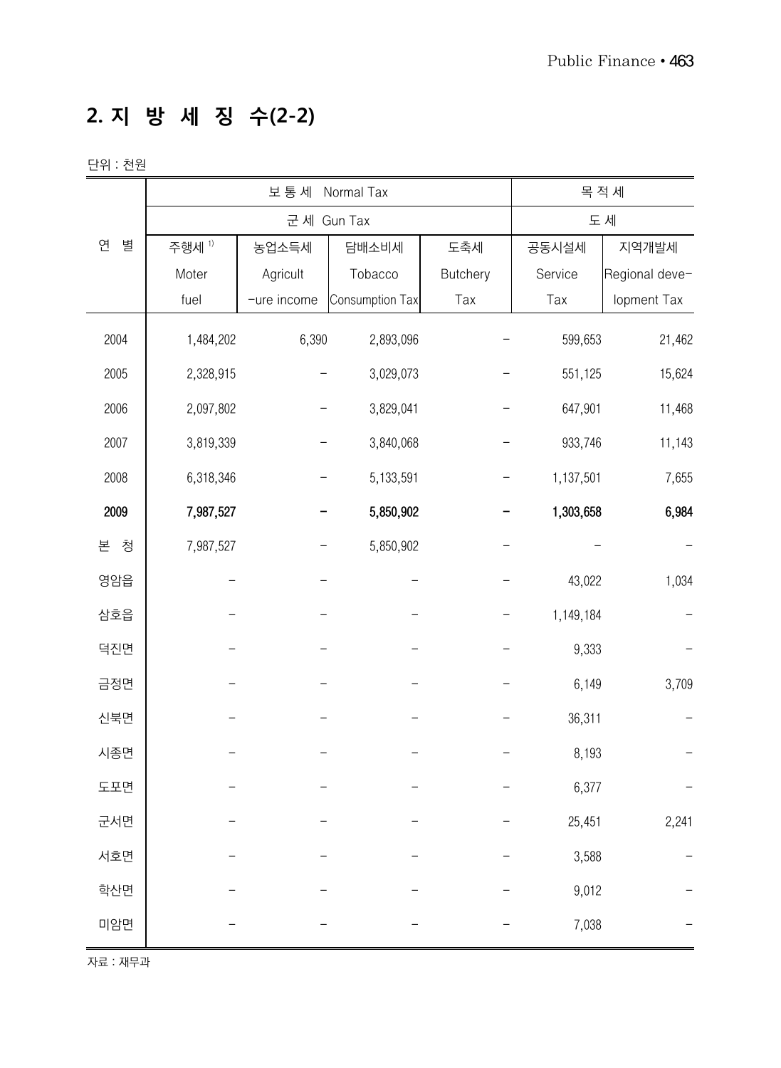## 2. 지 방 세 징 수(2-2)

단위 : 천원

| 연 별 | 보 통 세 Normal Tax | | | | 목 적 세 | |
|---|---|---|---|---|---|---|
| | 군 세 Gun Tax | | | | 도 세 | |
| | 주행세 [1] Moter fuel | 농업소득세 Agricult -ure income | 담배소비세 Tobacco Consumption Tax | 도축세 Butchery Tax | 공동시설세 Service Tax | 지역개발세 Regional deve-lopment Tax |
| 2004 | 1,484,202 | 6,390 | 2,893,096 | - | 599,653 | 21,462 |
| 2005 | 2,328,915 | - | 3,029,073 | - | 551,125 | 15,624 |
| 2006 | 2,097,802 | - | 3,829,041 | - | 647,901 | 11,468 |
| 2007 | 3,819,339 | - | 3,840,068 | - | 933,746 | 11,143 |
| 2008 | 6,318,346 | - | 5,133,591 | - | 1,137,501 | 7,655 |
| **2009** | **7,987,527** | **-** | **5,850,902** | **-** | **1,303,658** | **6,984** |
| 본 청 | 7,987,527 | - | 5,850,902 | - | - | - |
| 영암읍 | - | - | - | - | 43,022 | 1,034 |
| 삼호읍 | - | - | - | - | 1,149,184 | - |
| 덕진면 | - | - | - | - | 9,333 | - |
| 금정면 | - | - | - | - | 6,149 | 3,709 |
| 신북면 | - | - | - | - | 36,311 | - |
| 시종면 | - | - | - | - | 8,193 | - |
| 도포면 | - | - | - | - | 6,377 | - |
| 군서면 | - | - | - | - | 25,451 | 2,241 |
| 서호면 | - | - | - | - | 3,588 | - |
| 학산면 | - | - | - | - | 9,012 | - |
| 미암면 | - | - | - | - | 7,038 | - |

자료 : 재무과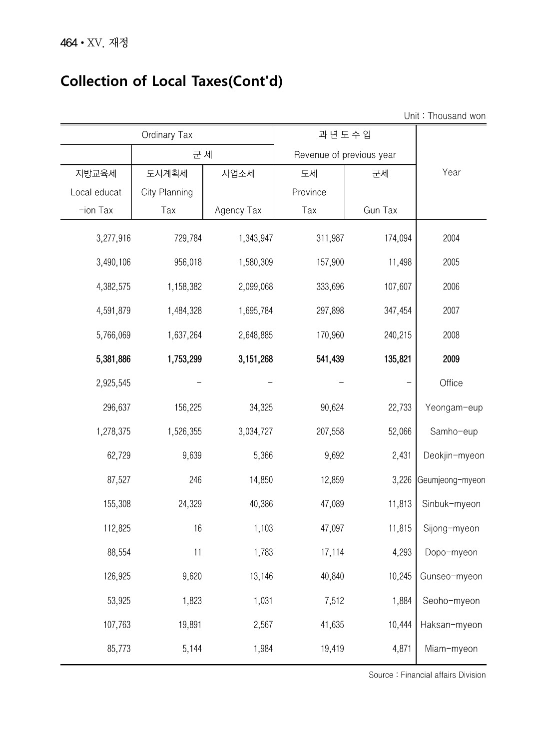# Collection of Local Taxes(Cont'd)

Unit : Thousand won

| Ordinary Tax | | | 과 년 도 수 입 | | Year |
|---|---|---|---|---|---|
| | 군 세 | | Revenue of previous year | | |
| 지방교육세 Local education Tax | 도시계획세 City Planning Tax | 사업소세 Agency Tax | 도세 Province Tax | 군세 Gun Tax | |
| 3,277,916 | 729,784 | 1,343,947 | 311,987 | 174,094 | 2004 |
| 3,490,106 | 956,018 | 1,580,309 | 157,900 | 11,498 | 2005 |
| 4,382,575 | 1,158,382 | 2,099,068 | 333,696 | 107,607 | 2006 |
| 4,591,879 | 1,484,328 | 1,695,784 | 297,898 | 347,454 | 2007 |
| 5,766,069 | 1,637,264 | 2,648,885 | 170,960 | 240,215 | 2008 |
| **5,381,886** | **1,753,299** | **3,151,268** | **541,439** | **135,821** | **2009** |
| 2,925,545 | - | - | - | - | Office |
| 296,637 | 156,225 | 34,325 | 90,624 | 22,733 | Yeongam-eup |
| 1,278,375 | 1,526,355 | 3,034,727 | 207,558 | 52,066 | Samho-eup |
| 62,729 | 9,639 | 5,366 | 9,692 | 2,431 | Deokjin-myeon |
| 87,527 | 246 | 14,850 | 12,859 | 3,226 | Geumjeong-myeon |
| 155,308 | 24,329 | 40,386 | 47,089 | 11,813 | Sinbuk-myeon |
| 112,825 | 16 | 1,103 | 47,097 | 11,815 | Sijong-myeon |
| 88,554 | 11 | 1,783 | 17,114 | 4,293 | Dopo-myeon |
| 126,925 | 9,620 | 13,146 | 40,840 | 10,245 | Gunseo-myeon |
| 53,925 | 1,823 | 1,031 | 7,512 | 1,884 | Seoho-myeon |
| 107,763 | 19,891 | 2,567 | 41,635 | 10,444 | Haksan-myeon |
| 85,773 | 5,144 | 1,984 | 19,419 | 4,871 | Miam-myeon |

Source : Financial affairs Division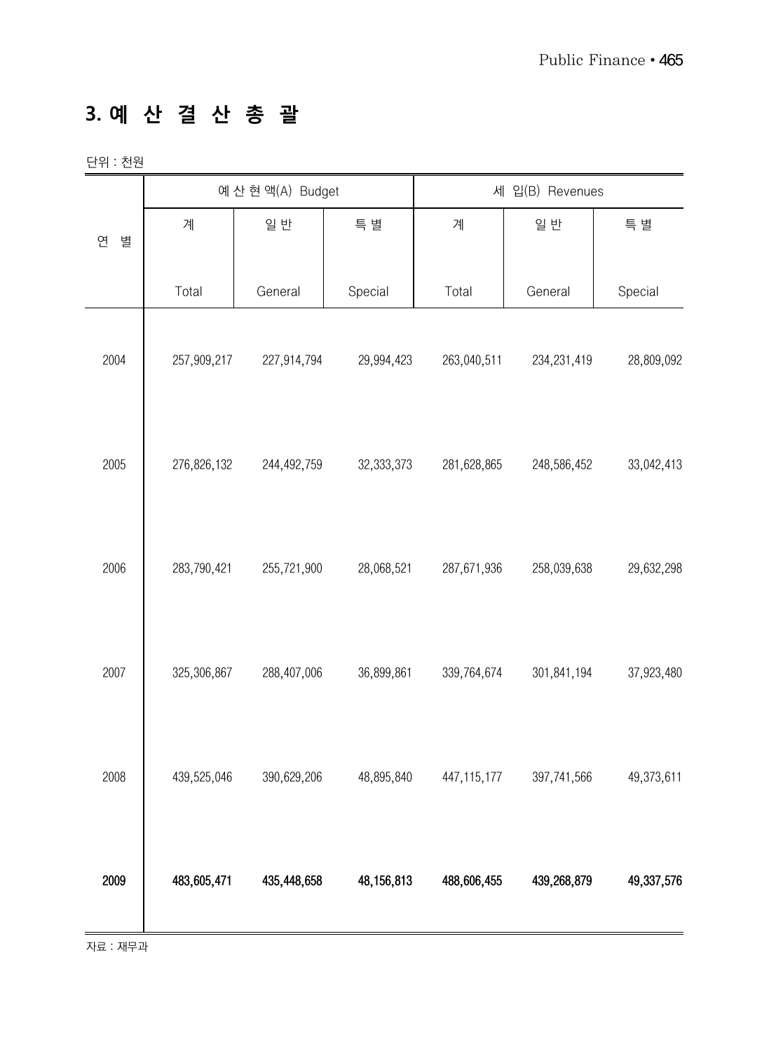## 3. 예 산 결 산 총 괄

단위 : 천원

| 연 별 | 예 산 현 액(A) Budget | | | 세 입(B) Revenues | | |
|---|---|---|---|---|---|---|
| | 계<br>Total | 일 반<br>General | 특 별<br>Special | 계<br>Total | 일 반<br>General | 특 별<br>Special |
| 2004 | 257,909,217 | 227,914,794 | 29,994,423 | 263,040,511 | 234,231,419 | 28,809,092 |
| 2005 | 276,826,132 | 244,492,759 | 32,333,373 | 281,628,865 | 248,586,452 | 33,042,413 |
| 2006 | 283,790,421 | 255,721,900 | 28,068,521 | 287,671,936 | 258,039,638 | 29,632,298 |
| 2007 | 325,306,867 | 288,407,006 | 36,899,861 | 339,764,674 | 301,841,194 | 37,923,480 |
| 2008 | 439,525,046 | 390,629,206 | 48,895,840 | 447,115,177 | 397,741,566 | 49,373,611 |
| **2009** | **483,605,471** | **435,448,658** | **48,156,813** | **488,606,455** | **439,268,879** | **49,337,576** |

자료 : 재무과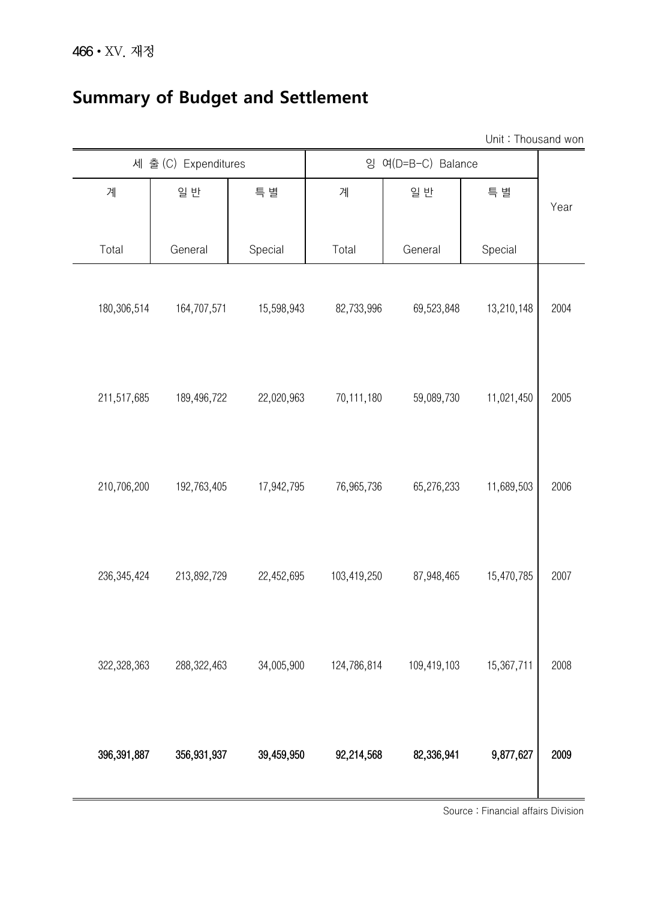## Summary of Budget and Settlement

Unit : Thousand won

| 세 출 (C) Expenditures | | | 잉 여(D=B-C) Balance | | | Year |
|---|---|---|---|---|---|---|
| 계 Total | 일 반 General | 특 별 Special | 계 Total | 일 반 General | 특 별 Special | |
| 180,306,514 | 164,707,571 | 15,598,943 | 82,733,996 | 69,523,848 | 13,210,148 | 2004 |
| 211,517,685 | 189,496,722 | 22,020,963 | 70,111,180 | 59,089,730 | 11,021,450 | 2005 |
| 210,706,200 | 192,763,405 | 17,942,795 | 76,965,736 | 65,276,233 | 11,689,503 | 2006 |
| 236,345,424 | 213,892,729 | 22,452,695 | 103,419,250 | 87,948,465 | 15,470,785 | 2007 |
| 322,328,363 | 288,322,463 | 34,005,900 | 124,786,814 | 109,419,103 | 15,367,711 | 2008 |
| **396,391,887** | **356,931,937** | **39,459,950** | **92,214,568** | **82,336,941** | **9,877,627** | **2009** |

Source : Financial affairs Division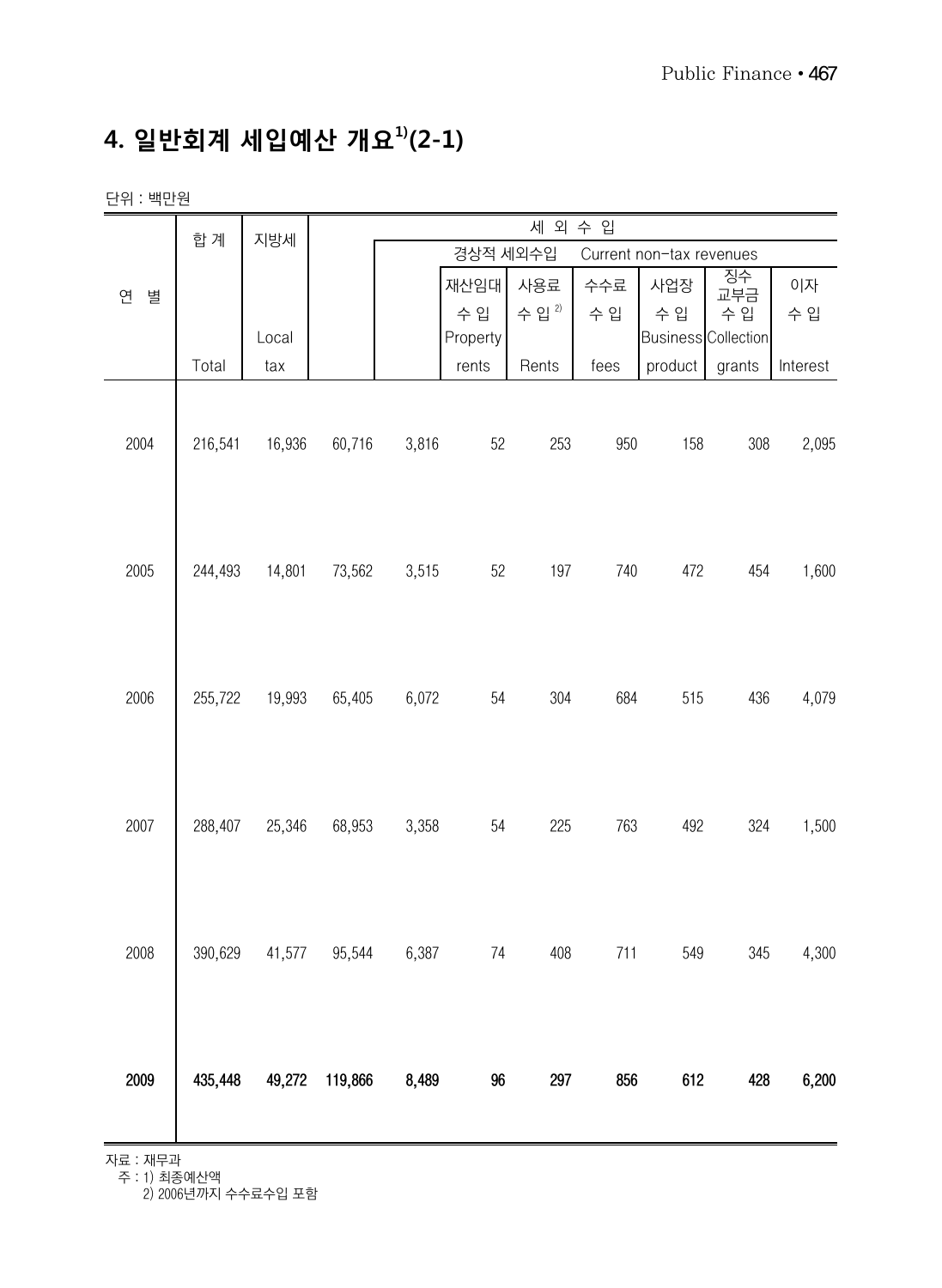# 4. 일반회계 세입예산 개요[1](2-1)

단위 : 백만원

| 연 별 | 합 계 | 지방세 | 세 외 수 입 | | | | | | | |
|---|---|---|---|---|---|---|---|---|---|---|
| | | | | 경상적 세외수입 Current non-tax revenues | | | | | | |
| | | | | | 재산임대 수 입 Property rents | 사용료 수 입[2] Rents | 수수료 수 입 fees | 사업장 수 입 Business product | 징수 교부금 수 입 Collection grants | 이자 수 입 Interest |
| | Total | Local tax | | | | | | | | |
| 2004 | 216,541 | 16,936 | 60,716 | 3,816 | 52 | 253 | 950 | 158 | 308 | 2,095 |
| 2005 | 244,493 | 14,801 | 73,562 | 3,515 | 52 | 197 | 740 | 472 | 454 | 1,600 |
| 2006 | 255,722 | 19,993 | 65,405 | 6,072 | 54 | 304 | 684 | 515 | 436 | 4,079 |
| 2007 | 288,407 | 25,346 | 68,953 | 3,358 | 54 | 225 | 763 | 492 | 324 | 1,500 |
| 2008 | 390,629 | 41,577 | 95,544 | 6,387 | 74 | 408 | 711 | 549 | 345 | 4,300 |
| **2009** | **435,448** | **49,272** | **119,866** | **8,489** | **96** | **297** | **856** | **612** | **428** | **6,200** |

자료 : 재무과

주 : 1) 최종예산액

2) 2006년까지 수수료수입 포함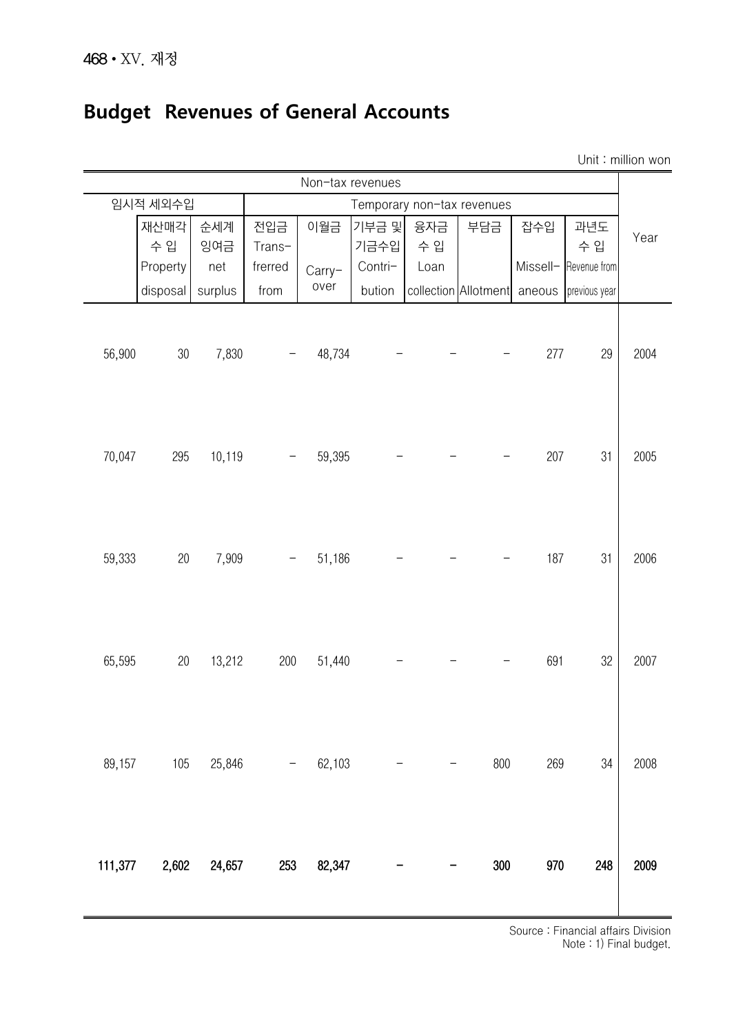# Budget Revenues of General Accounts

Unit : million won

| Non-tax revenues | | | | | | | | | | | Year |
|---|---|---|---|---|---|---|---|---|---|---|---|
| 임시적 세외수입 | | | Temporary non-tax revenues | | | | | | | | |
| | 재산매각 수 입 Property disposal | 순세계 잉여금 net surplus | 전입금 Trans-frerred from | 이월금 Carry-over | 기부금 및 기금수입 Contri-bution | 융자금 수 입 Loan collection | 부담금 Allotment | 잡수입 Missell-aneous | 과년도 수 입 Revenue from previous year | | |
| 56,900 | 30 | 7,830 | - | 48,734 | - | - | - | 277 | 29 | | 2004 |
| 70,047 | 295 | 10,119 | - | 59,395 | - | - | - | 207 | 31 | | 2005 |
| 59,333 | 20 | 7,909 | - | 51,186 | - | - | - | 187 | 31 | | 2006 |
| 65,595 | 20 | 13,212 | 200 | 51,440 | - | - | - | 691 | 32 | | 2007 |
| 89,157 | 105 | 25,846 | - | 62,103 | - | - | 800 | 269 | 34 | | 2008 |
| **111,377** | **2,602** | **24,657** | **253** | **82,347** | **-** | **-** | **300** | **970** | **248** | | **2009** |

Source : Financial affairs Division
Note : 1) Final budget.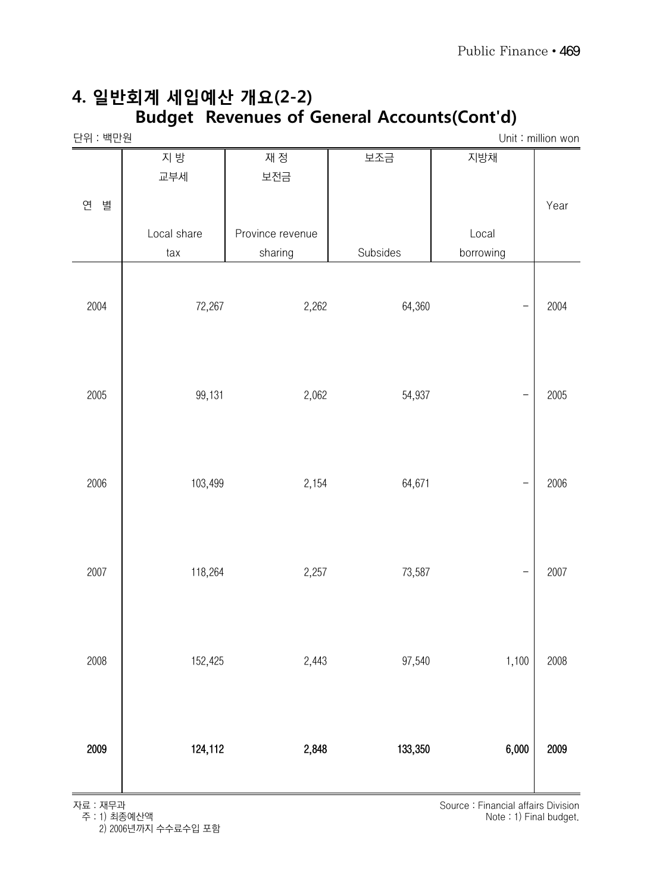# 4. 일반회계 세입예산 개요(2-2)
## Budget Revenues of General Accounts(Cont'd)

단위 : 백만원 | Unit : million won

| 연 별 | 지 방 교부세 Local share tax | 재 정 보전금 Province revenue sharing | 보조금 Subsides | 지방채 Local borrowing | Year |
|---|---|---|---|---|---|
| 2004 | 72,267 | 2,262 | 64,360 | - | 2004 |
| 2005 | 99,131 | 2,062 | 54,937 | - | 2005 |
| 2006 | 103,499 | 2,154 | 64,671 | - | 2006 |
| 2007 | 118,264 | 2,257 | 73,587 | - | 2007 |
| 2008 | 152,425 | 2,443 | 97,540 | 1,100 | 2008 |
| **2009** | **124,112** | **2,848** | **133,350** | **6,000** | **2009** |

자료 : 재무과
주 : 1) 최종예산액
2) 2006년까지 수수료수입 포함

Source : Financial affairs Division
Note : 1) Final budget.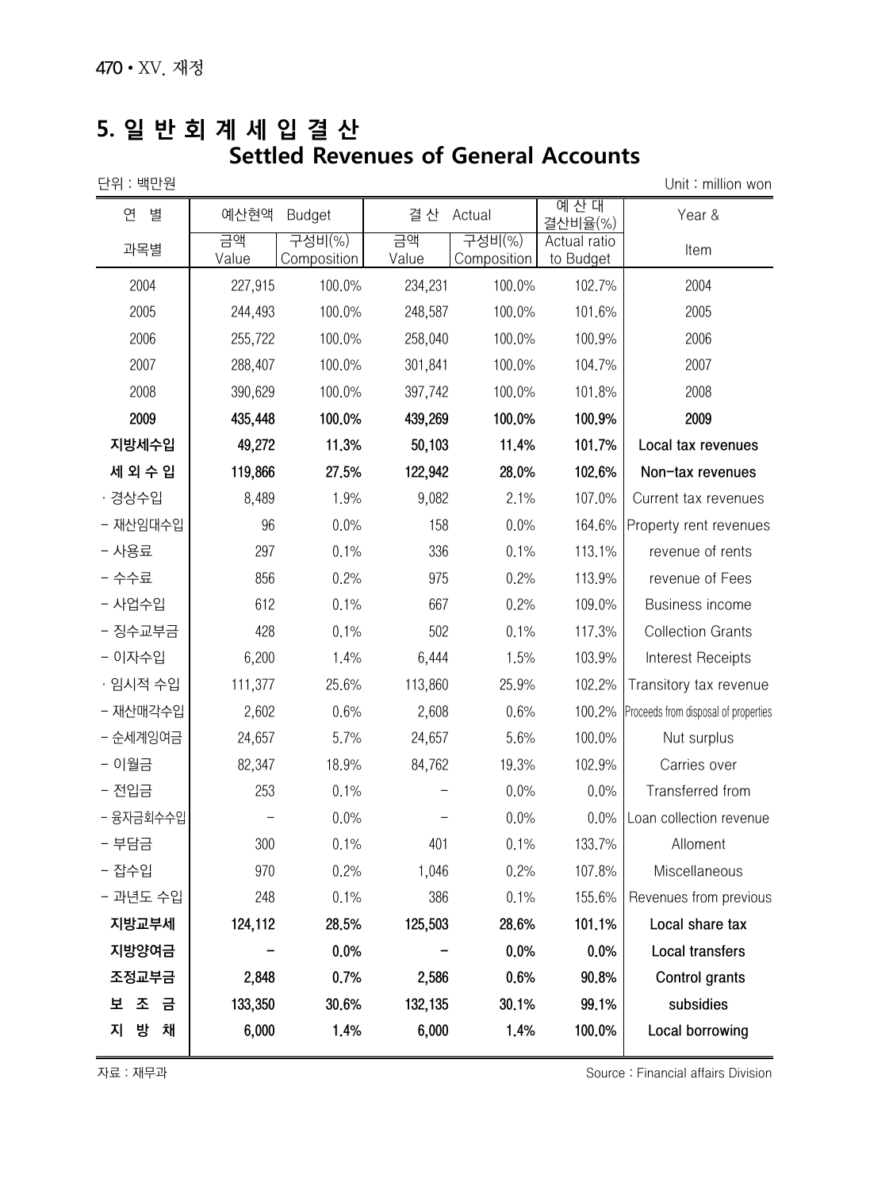# 5. 일 반 회 계 세 입 결 산
## Settled Revenues of General Accounts

단위 : 백만원 Unit : million won

| 연 별 | 예산현액 Budget | | 결 산 Actual | | 예 산 대 결산비율(%) | Year & |
|---|---|---|---|---|---|---|
| 과목별 | 금액 Value | 구성비(%) Composition | 금액 Value | 구성비(%) Composition | Actual ratio to Budget | Item |
| 2004 | 227,915 | 100.0% | 234,231 | 100.0% | 102.7% | 2004 |
| 2005 | 244,493 | 100.0% | 248,587 | 100.0% | 101.6% | 2005 |
| 2006 | 255,722 | 100.0% | 258,040 | 100.0% | 100.9% | 2006 |
| 2007 | 288,407 | 100.0% | 301,841 | 100.0% | 104.7% | 2007 |
| 2008 | 390,629 | 100.0% | 397,742 | 100.0% | 101.8% | 2008 |
| **2009** | **435,448** | **100.0%** | **439,269** | **100.0%** | **100.9%** | **2009** |
| **지방세수입** | **49,272** | **11.3%** | **50,103** | **11.4%** | **101.7%** | **Local tax revenues** |
| **세 외 수 입** | **119,866** | **27.5%** | **122,942** | **28.0%** | **102.6%** | **Non-tax revenues** |
| · 경상수입 | 8,489 | 1.9% | 9,082 | 2.1% | 107.0% | Current tax revenues |
| - 재산임대수입 | 96 | 0.0% | 158 | 0.0% | 164.6% | Property rent revenues |
| - 사용료 | 297 | 0.1% | 336 | 0.1% | 113.1% | revenue of rents |
| - 수수료 | 856 | 0.2% | 975 | 0.2% | 113.9% | revenue of Fees |
| - 사업수입 | 612 | 0.1% | 667 | 0.2% | 109.0% | Business income |
| - 징수교부금 | 428 | 0.1% | 502 | 0.1% | 117.3% | Collection Grants |
| - 이자수입 | 6,200 | 1.4% | 6,444 | 1.5% | 103.9% | Interest Receipts |
| · 임시적 수입 | 111,377 | 25.6% | 113,860 | 25.9% | 102.2% | Transitory tax revenue |
| - 재산매각수입 | 2,602 | 0.6% | 2,608 | 0.6% | 100.2% | Proceeds from disposal of properties |
| - 순세계잉여금 | 24,657 | 5.7% | 24,657 | 5.6% | 100.0% | Nut surplus |
| - 이월금 | 82,347 | 18.9% | 84,762 | 19.3% | 102.9% | Carries over |
| - 전입금 | 253 | 0.1% | - | 0.0% | 0.0% | Transferred from |
| - 융자금회수수입 | - | 0.0% | - | 0.0% | 0.0% | Loan collection revenue |
| - 부담금 | 300 | 0.1% | 401 | 0.1% | 133.7% | Alloment |
| - 잡수입 | 970 | 0.2% | 1,046 | 0.2% | 107.8% | Miscellaneous |
| - 과년도 수입 | 248 | 0.1% | 386 | 0.1% | 155.6% | Revenues from previous |
| **지방교부세** | **124,112** | **28.5%** | **125,503** | **28.6%** | **101.1%** | **Local share tax** |
| **지방양여금** | **-** | **0.0%** | **-** | **0.0%** | **0.0%** | **Local transfers** |
| **조정교부금** | **2,848** | **0.7%** | **2,586** | **0.6%** | **90.8%** | **Control grants** |
| **보 조 금** | **133,350** | **30.6%** | **132,135** | **30.1%** | **99.1%** | **subsidies** |
| **지 방 채** | **6,000** | **1.4%** | **6,000** | **1.4%** | **100.0%** | **Local borrowing** |

자료 : 재무과 Source : Financial affairs Division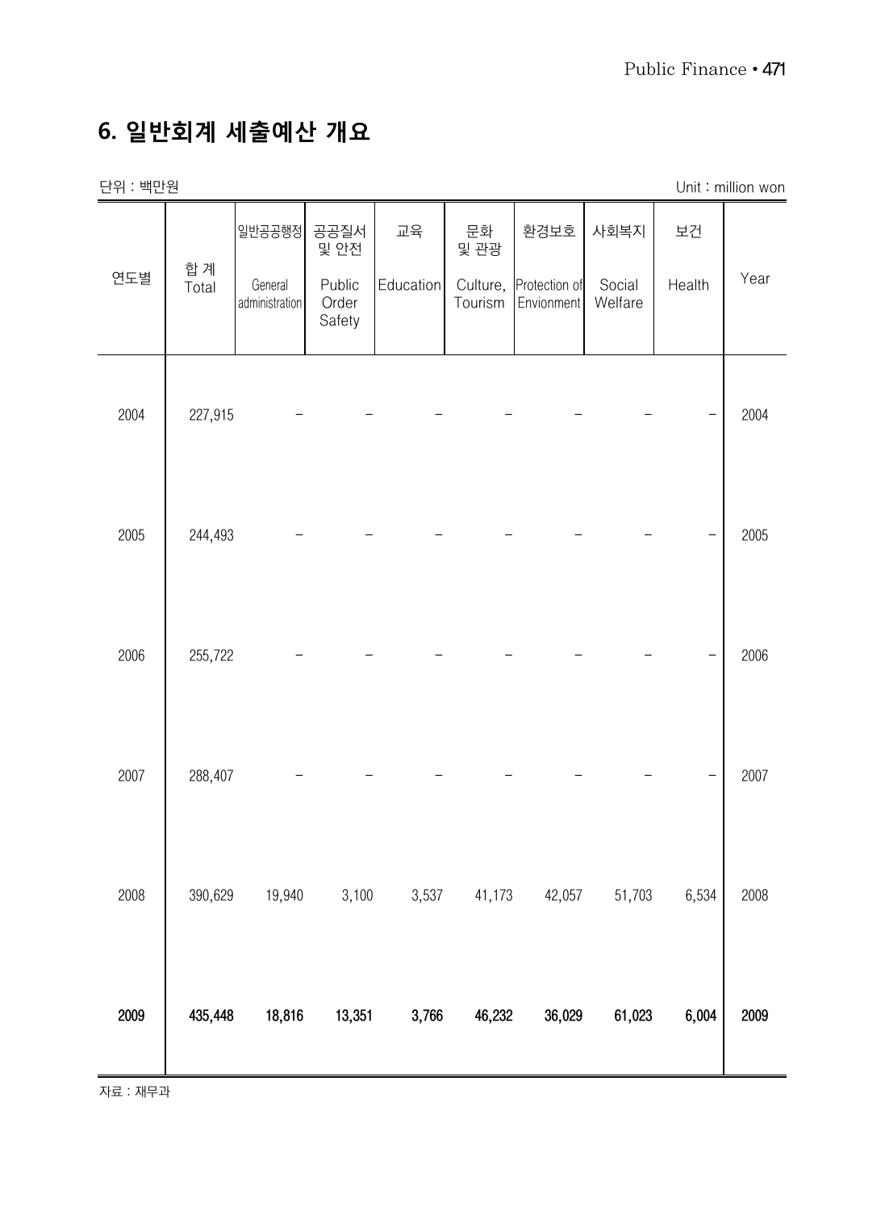## 6. 일반회계 세출예산 개요

단위 : 백만원 Unit : million won

| 연도별 | 합 계<br>Total | 일반공공행정<br>General administration | 공공질서 및 안전<br>Public Order Safety | 교육<br>Education | 문화 및 관광<br>Culture, Tourism | 환경보호<br>Protection of Envionment | 사회복지<br>Social Welfare | 보건<br>Health | Year |
|---|---|---|---|---|---|---|---|---|---|
| 2004 | 227,915 | - | - | - | - | - | - | - | 2004 |
| 2005 | 244,493 | - | - | - | - | - | - | - | 2005 |
| 2006 | 255,722 | - | - | - | - | - | - | - | 2006 |
| 2007 | 288,407 | - | - | - | - | - | - | - | 2007 |
| 2008 | 390,629 | 19,940 | 3,100 | 3,537 | 41,173 | 42,057 | 51,703 | 6,534 | 2008 |
| **2009** | **435,448** | **18,816** | **13,351** | **3,766** | **46,232** | **36,029** | **61,023** | **6,004** | **2009** |

자료 : 재무과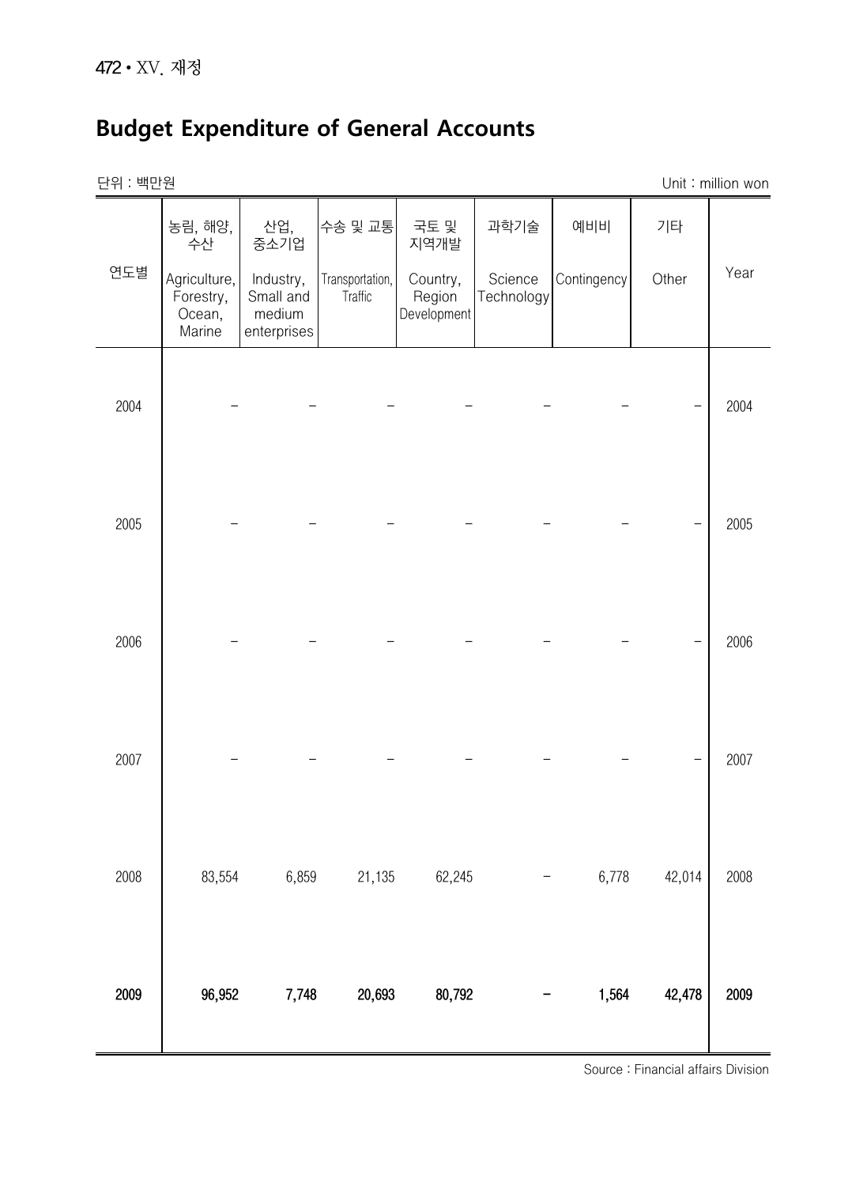## Budget Expenditure of General Accounts

단위 : 백만원 Unit : million won

| 연도별 | 농림, 해양, 수산 Agriculture, Forestry, Ocean, Marine | 산업, 중소기업 Industry, Small and medium enterprises | 수송 및 교통 Transportation, Traffic | 국토 및 지역개발 Country, Region Development | 과학기술 Science Technology | 예비비 Contingency | 기타 Other | Year |
|---|---|---|---|---|---|---|---|---|
| 2004 | – | – | – | – | – | – | – | 2004 |
| 2005 | – | – | – | – | – | – | – | 2005 |
| 2006 | – | – | – | – | – | – | – | 2006 |
| 2007 | – | – | – | – | – | – | – | 2007 |
| 2008 | 83,554 | 6,859 | 21,135 | 62,245 | – | 6,778 | 42,014 | 2008 |
| **2009** | **96,952** | **7,748** | **20,693** | **80,792** | **–** | **1,564** | **42,478** | **2009** |

Source : Financial affairs Division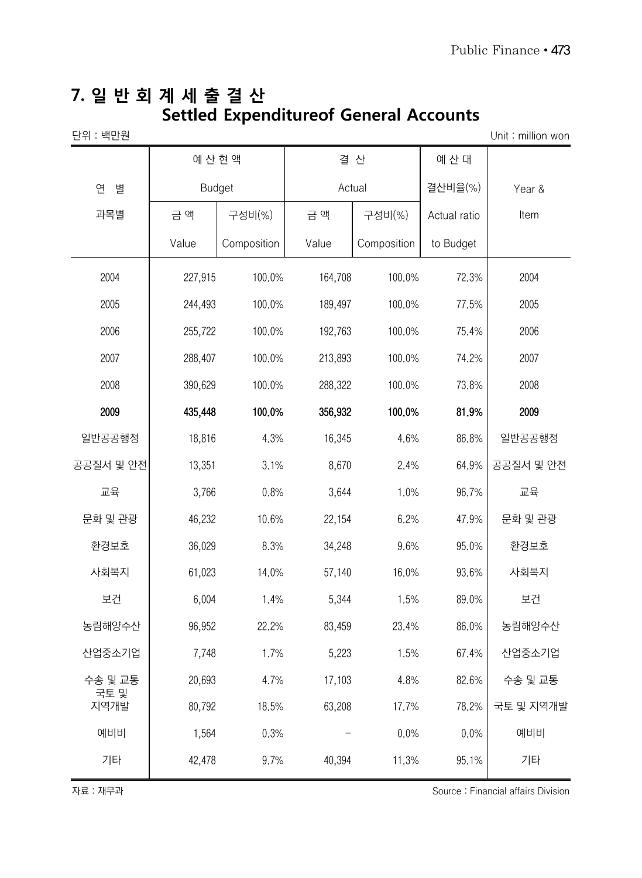# 7. 일 반 회 계 세 출 결 산
## Settled Expenditureof General Accounts

단위 : 백만원 Unit : million won

| 연 별 과목별 | 예 산 현 액 Budget | | 결 산 Actual | | 예 산 대 결산비율(%) Actual ratio to Budget | Year & Item |
|---|---|---|---|---|---|---|
| | 금 액 Value | 구성비(%) Composition | 금 액 Value | 구성비(%) Composition | | |
| 2004 | 227,915 | 100.0% | 164,708 | 100.0% | 72.3% | 2004 |
| 2005 | 244,493 | 100.0% | 189,497 | 100.0% | 77.5% | 2005 |
| 2006 | 255,722 | 100.0% | 192,763 | 100.0% | 75.4% | 2006 |
| 2007 | 288,407 | 100.0% | 213,893 | 100.0% | 74.2% | 2007 |
| 2008 | 390,629 | 100.0% | 288,322 | 100.0% | 73.8% | 2008 |
| **2009** | **435,448** | **100.0%** | **356,932** | **100.0%** | **81.9%** | **2009** |
| 일반공공행정 | 18,816 | 4.3% | 16,345 | 4.6% | 86.8% | 일반공공행정 |
| 공공질서 및 안전 | 13,351 | 3.1% | 8,670 | 2.4% | 64.9% | 공공질서 및 안전 |
| 교육 | 3,766 | 0.8% | 3,644 | 1.0% | 96.7% | 교육 |
| 문화 및 관광 | 46,232 | 10.6% | 22,154 | 6.2% | 47.9% | 문화 및 관광 |
| 환경보호 | 36,029 | 8.3% | 34,248 | 9.6% | 95.0% | 환경보호 |
| 사회복지 | 61,023 | 14.0% | 57,140 | 16.0% | 93.6% | 사회복지 |
| 보건 | 6,004 | 1.4% | 5,344 | 1.5% | 89.0% | 보건 |
| 농림해양수산 | 96,952 | 22.2% | 83,459 | 23.4% | 86.0% | 농림해양수산 |
| 산업중소기업 | 7,748 | 1.7% | 5,223 | 1.5% | 67.4% | 산업중소기업 |
| 수송 및 교통 | 20,693 | 4.7% | 17,103 | 4.8% | 82.6% | 수송 및 교통 |
| 국토 및 지역개발 | 80,792 | 18.5% | 63,208 | 17.7% | 78.2% | 국토 및 지역개발 |
| 예비비 | 1,564 | 0.3% | - | 0.0% | 0.0% | 예비비 |
| 기타 | 42,478 | 9.7% | 40,394 | 11.3% | 95.1% | 기타 |

자료 : 재무과 Source : Financial affairs Division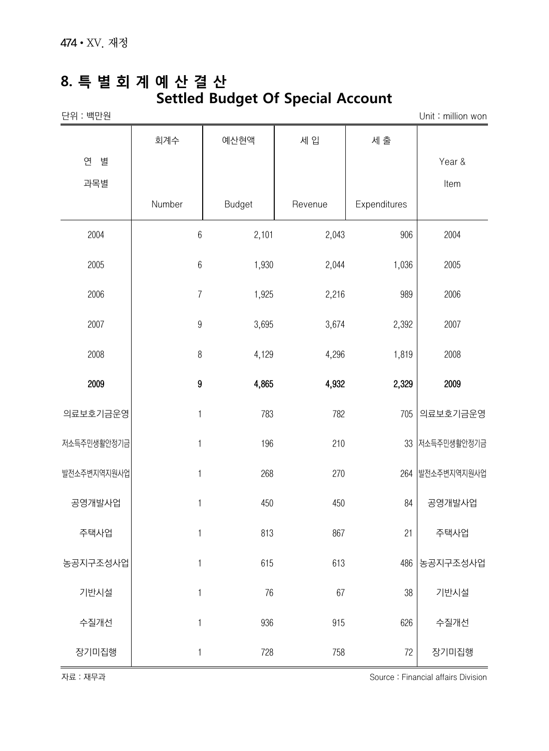## 8. 특 별 회 계 예 산 결 산
## Settled Budget Of Special Account

단위 : 백만원 Unit : million won

| 연 별<br>과목별 | 회계수<br>Number | 예산현액<br>Budget | 세 입<br>Revenue | 세 출<br>Expenditures | Year &<br>Item |
|---|---|---|---|---|---|
| 2004 | 6 | 2,101 | 2,043 | 906 | 2004 |
| 2005 | 6 | 1,930 | 2,044 | 1,036 | 2005 |
| 2006 | 7 | 1,925 | 2,216 | 989 | 2006 |
| 2007 | 9 | 3,695 | 3,674 | 2,392 | 2007 |
| 2008 | 8 | 4,129 | 4,296 | 1,819 | 2008 |
| **2009** | **9** | **4,865** | **4,932** | **2,329** | **2009** |
| 의료보호기금운영 | 1 | 783 | 782 | 705 | 의료보호기금운영 |
| 저소득주민생활안정기금 | 1 | 196 | 210 | 33 | 저소득주민생활안정기금 |
| 발전소주변지역지원사업 | 1 | 268 | 270 | 264 | 발전소주변지역지원사업 |
| 공영개발사업 | 1 | 450 | 450 | 84 | 공영개발사업 |
| 주택사업 | 1 | 813 | 867 | 21 | 주택사업 |
| 농공지구조성사업 | 1 | 615 | 613 | 486 | 농공지구조성사업 |
| 기반시설 | 1 | 76 | 67 | 38 | 기반시설 |
| 수질개선 | 1 | 936 | 915 | 626 | 수질개선 |
| 장기미집행 | 1 | 728 | 758 | 72 | 장기미집행 |

자료 : 재무과 Source : Financial affairs Division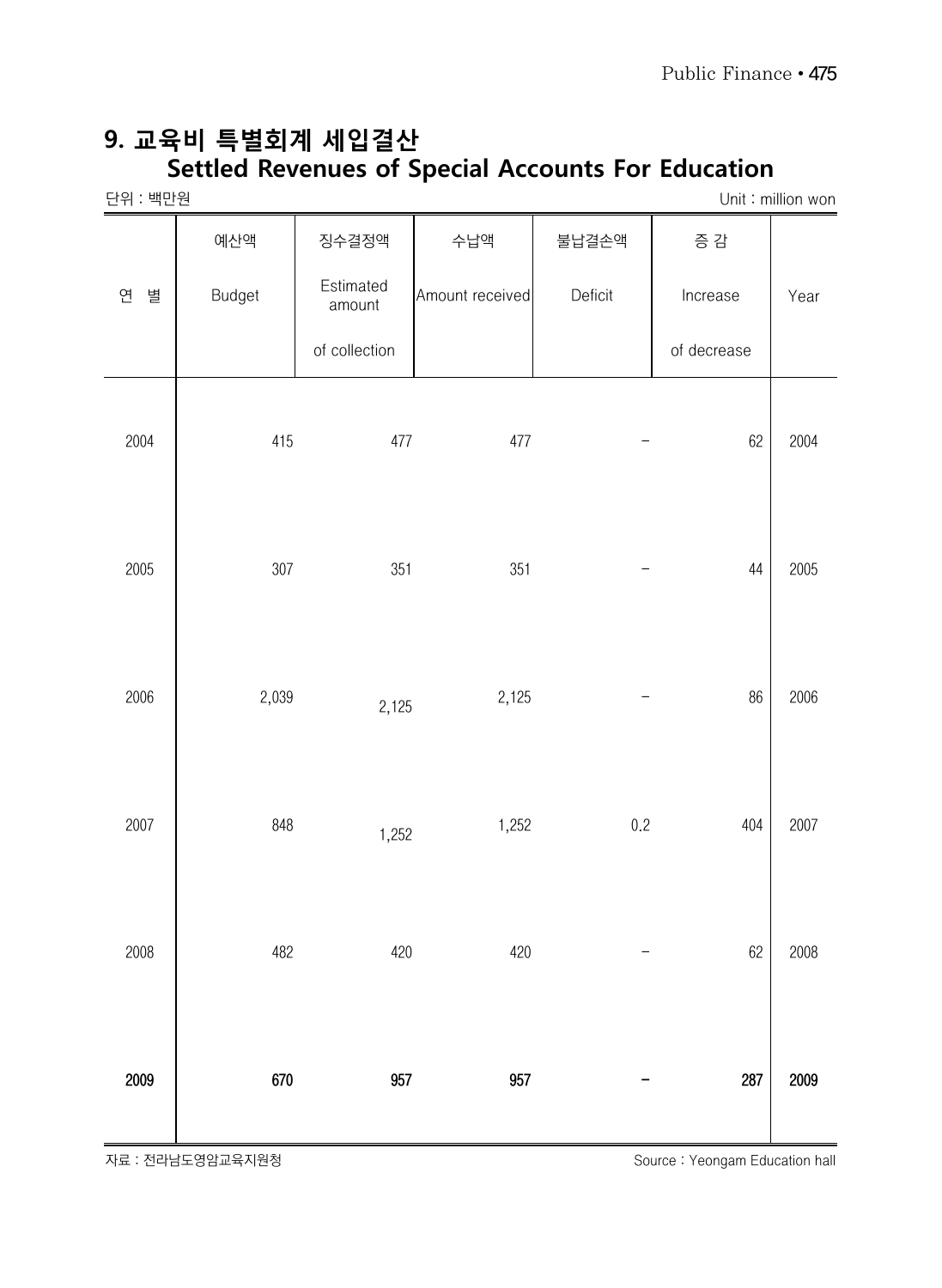# 9. 교육비 특별회계 세입결산
## Settled Revenues of Special Accounts For Education

단위 : 백만원 Unit : million won

| 연 별 | 예산액<br>Budget | 징수결정액<br>Estimated amount of collection | 수납액<br>Amount received | 불납결손액<br>Deficit | 증 감<br>Increase of decrease | Year |
|---|---|---|---|---|---|---|
| 2004 | 415 | 477 | 477 | - | 62 | 2004 |
| 2005 | 307 | 351 | 351 | - | 44 | 2005 |
| 2006 | 2,039 | 2,125 | 2,125 | - | 86 | 2006 |
| 2007 | 848 | 1,252 | 1,252 | 0.2 | 404 | 2007 |
| 2008 | 482 | 420 | 420 | - | 62 | 2008 |
| **2009** | **670** | **957** | **957** | **-** | **287** | **2009** |

자료 : 전라남도영암교육지원청 Source : Yeongam Education hall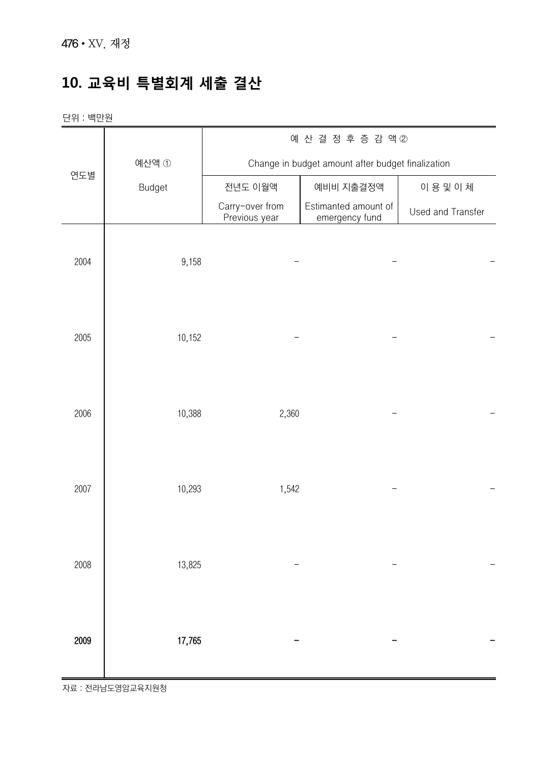## 10. 교육비 특별회계 세출 결산

단위 : 백만원

| 연도별 | 예산액 ① Budget | 예 산 결 정 후 증 감 액 ② Change in budget amount after budget finalization | | |
|---|---|---|---|---|
| | | 전년도 이월액 Carry-over from Previous year | 예비비 지출결정액 Estimanted amount of emergency fund | 이 용 및 이 체 Used and Transfer |
| 2004 | 9,158 | - | - | - |
| 2005 | 10,152 | - | - | - |
| 2006 | 10,388 | 2,360 | - | - |
| 2007 | 10,293 | 1,542 | - | - |
| 2008 | 13,825 | - | - | - |
| **2009** | **17,765** | **-** | **-** | **-** |

자료 : 전라남도영암교육지원청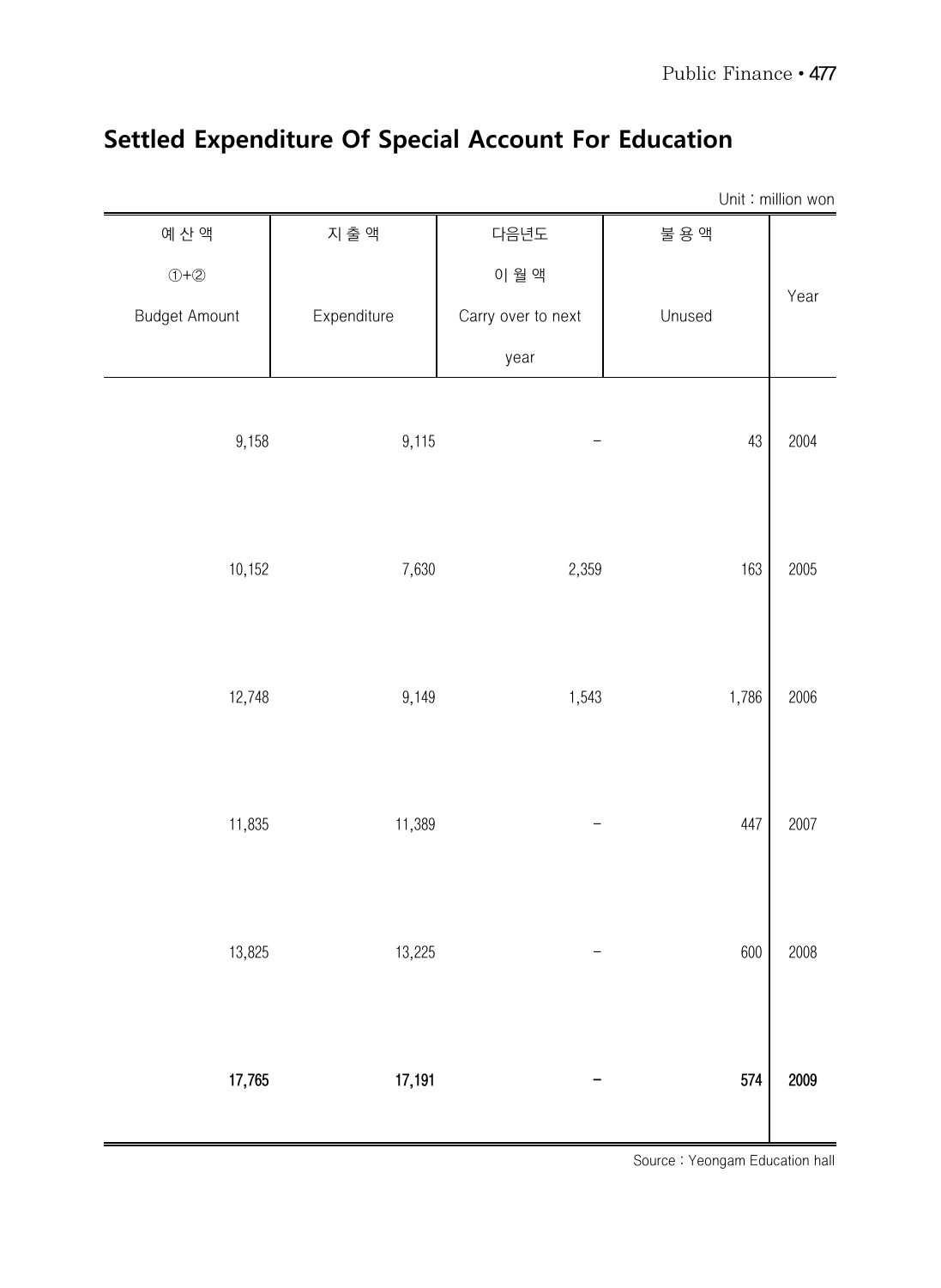## Settled Expenditure Of Special Account For Education

Unit : million won

| 예 산 액 ①+② Budget Amount | 지 출 액 Expenditure | 다음년도 이 월 액 Carry over to next year | 불 용 액 Unused | Year |
|---|---|---|---|---|
| 9,158 | 9,115 | – | 43 | 2004 |
| 10,152 | 7,630 | 2,359 | 163 | 2005 |
| 12,748 | 9,149 | 1,543 | 1,786 | 2006 |
| 11,835 | 11,389 | – | 447 | 2007 |
| 13,825 | 13,225 | – | 600 | 2008 |
| **17,765** | **17,191** | **–** | **574** | **2009** |

Source : Yeongam Education hall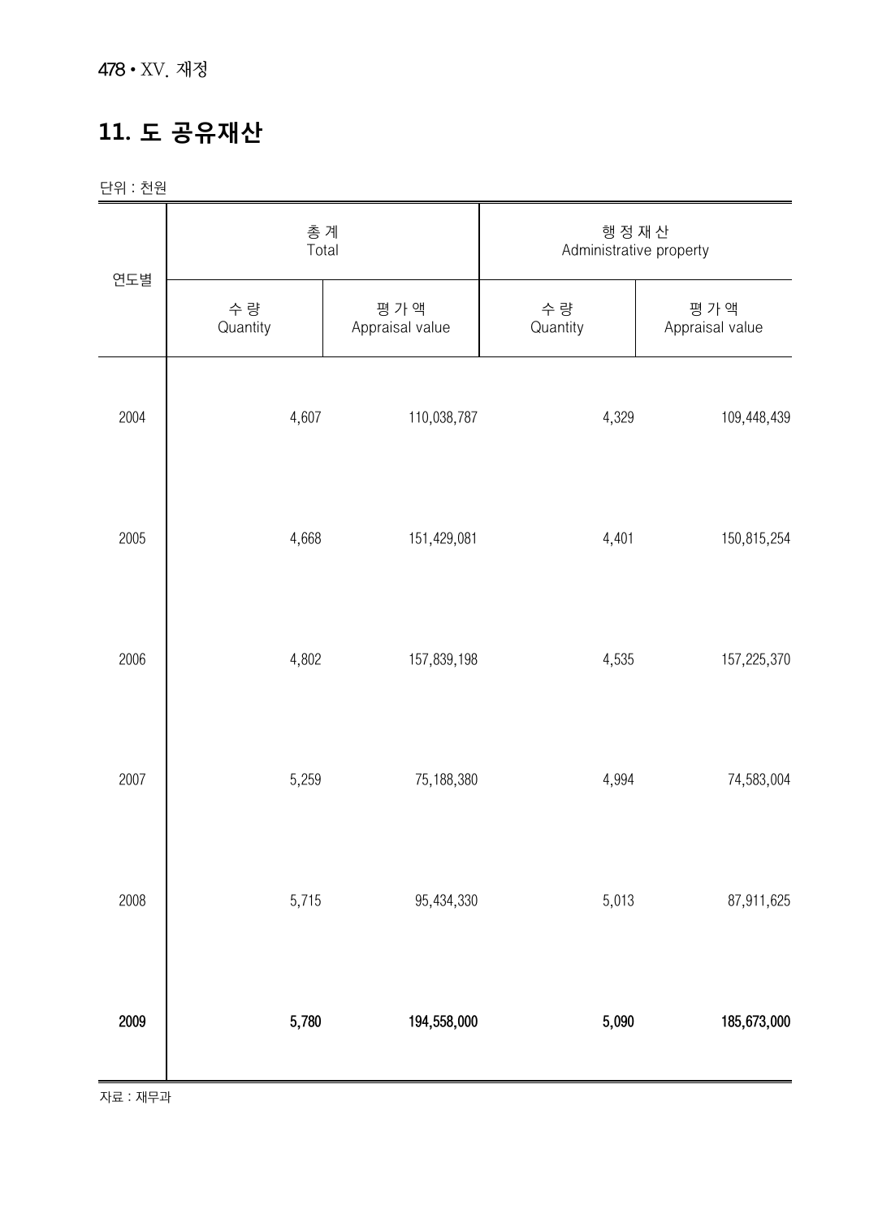## 11. 도 공유재산

단위 : 천원

| 연도별 | 총 계 Total | | 행 정 재 산 Administrative property | |
|---|---|---|---|---|
| | 수 량 Quantity | 평 가 액 Appraisal value | 수 량 Quantity | 평 가 액 Appraisal value |
| 2004 | 4,607 | 110,038,787 | 4,329 | 109,448,439 |
| 2005 | 4,668 | 151,429,081 | 4,401 | 150,815,254 |
| 2006 | 4,802 | 157,839,198 | 4,535 | 157,225,370 |
| 2007 | 5,259 | 75,188,380 | 4,994 | 74,583,004 |
| 2008 | 5,715 | 95,434,330 | 5,013 | 87,911,625 |
| **2009** | **5,780** | **194,558,000** | **5,090** | **185,673,000** |

자료 : 재무과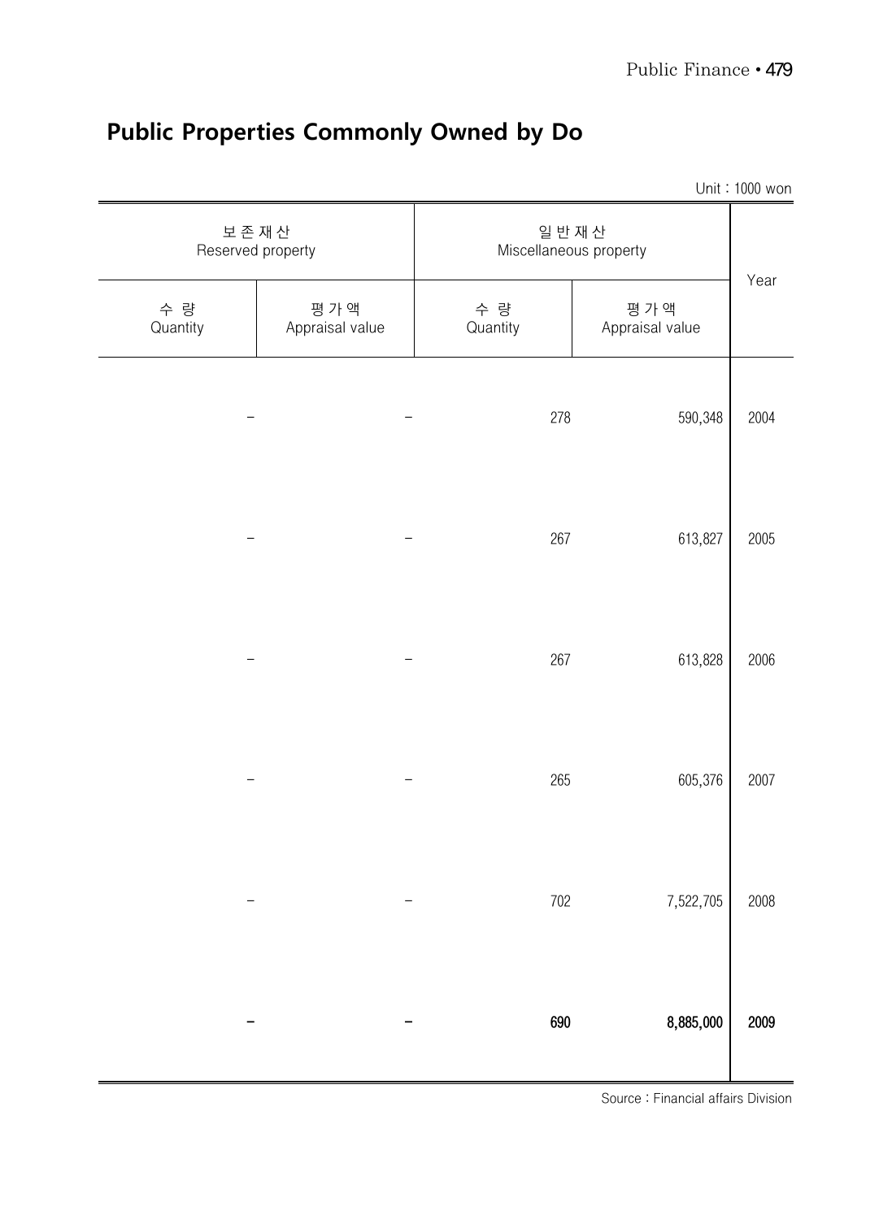## Public Properties Commonly Owned by Do

Unit : 1000 won

| 보존재산 Reserved property | | 일반재산 Miscellaneous property | | Year |
|---|---|---|---|---|
| 수 량 Quantity | 평가액 Appraisal value | 수 량 Quantity | 평가액 Appraisal value | |
| - | - | 278 | 590,348 | 2004 |
| - | - | 267 | 613,827 | 2005 |
| - | - | 267 | 613,828 | 2006 |
| - | - | 265 | 605,376 | 2007 |
| - | - | 702 | 7,522,705 | 2008 |
| **-** | **-** | **690** | **8,885,000** | **2009** |

Source : Financial affairs Division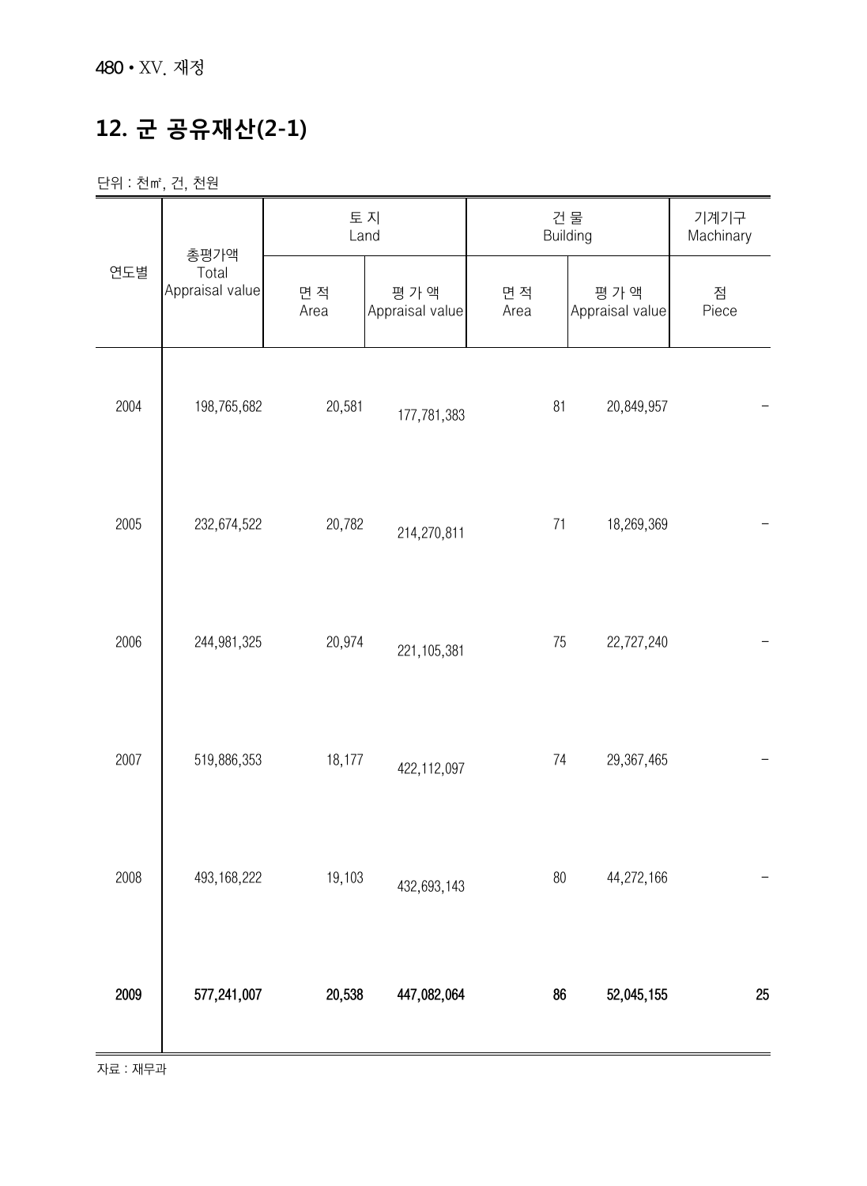## 12. 군 공유재산(2-1)

단위 : 천㎡, 건, 천원

| 연도별 | 총평가액<br>Total<br>Appraisal value | 토 지<br>Land | | 건 물<br>Building | | 기계기구<br>Machinary |
|---|---|---|---|---|---|---|
| | | 면 적<br>Area | 평 가 액<br>Appraisal value | 면 적<br>Area | 평 가 액<br>Appraisal value | 점<br>Piece |
| 2004 | 198,765,682 | 20,581 | 177,781,383 | 81 | 20,849,957 | - |
| 2005 | 232,674,522 | 20,782 | 214,270,811 | 71 | 18,269,369 | - |
| 2006 | 244,981,325 | 20,974 | 221,105,381 | 75 | 22,727,240 | - |
| 2007 | 519,886,353 | 18,177 | 422,112,097 | 74 | 29,367,465 | - |
| 2008 | 493,168,222 | 19,103 | 432,693,143 | 80 | 44,272,166 | - |
| **2009** | **577,241,007** | **20,538** | **447,082,064** | **86** | **52,045,155** | **25** |

자료 : 재무과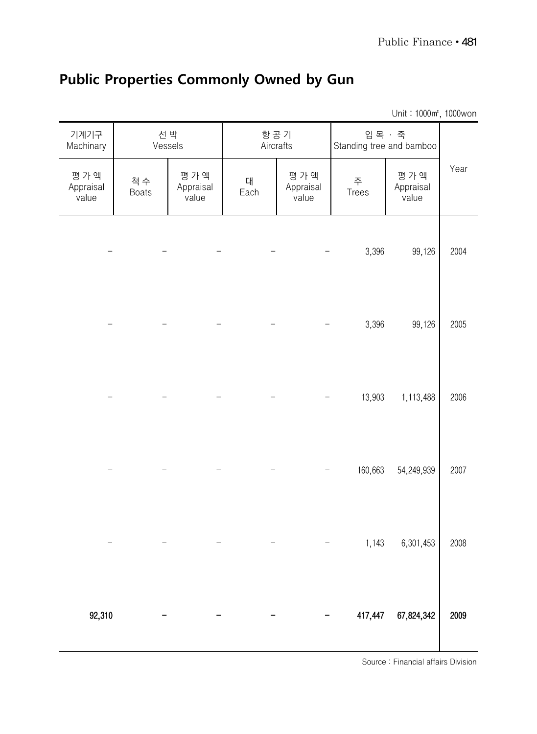## Public Properties Commonly Owned by Gun

Unit : 1000㎡, 1000won

| 기계기구 Machinary | 선박 Vessels | | 항공기 Aircrafts | | 입목 · 죽 Standing tree and bamboo | | Year |
|---|---|---|---|---|---|---|---|
| 평가액 Appraisal value | 척수 Boats | 평가액 Appraisal value | 대 Each | 평가액 Appraisal value | 주 Trees | 평가액 Appraisal value | |
| – | – | – | – | – | 3,396 | 99,126 | 2004 |
| – | – | – | – | – | 3,396 | 99,126 | 2005 |
| – | – | – | – | – | 13,903 | 1,113,488 | 2006 |
| – | – | – | – | – | 160,663 | 54,249,939 | 2007 |
| – | – | – | – | – | 1,143 | 6,301,453 | 2008 |
| **92,310** | **–** | **–** | **–** | **–** | **417,447** | **67,824,342** | **2009** |

Source : Financial affairs Division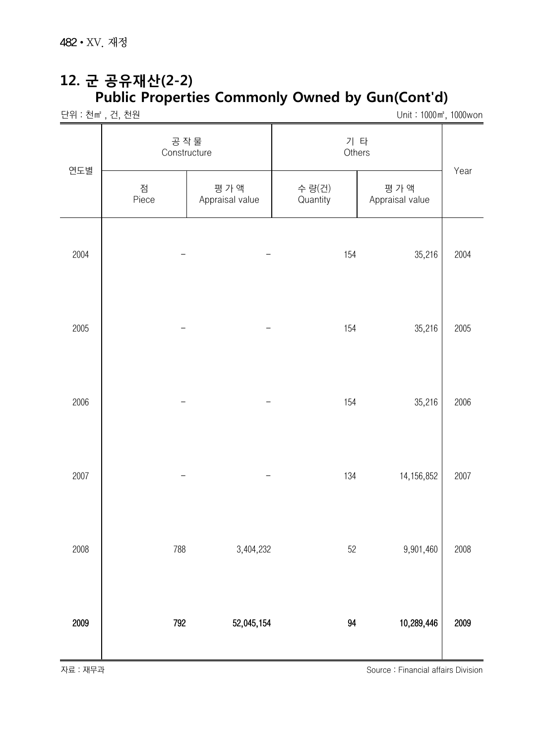## 12. 군 공유재산(2-2)
## Public Properties Commonly Owned by Gun(Cont'd)

단위 : 천㎡ , 건, 천원 Unit : 1000㎡, 1000won

| 연도별 | 공작물 Constructure | | 기 타 Others | | Year |
|---|---|---|---|---|---|
| | 점 Piece | 평가액 Appraisal value | 수량(건) Quantity | 평가액 Appraisal value | |
| 2004 | - | - | 154 | 35,216 | 2004 |
| 2005 | - | - | 154 | 35,216 | 2005 |
| 2006 | - | - | 154 | 35,216 | 2006 |
| 2007 | - | - | 134 | 14,156,852 | 2007 |
| 2008 | 788 | 3,404,232 | 52 | 9,901,460 | 2008 |
| **2009** | **792** | **52,045,154** | **94** | **10,289,446** | **2009** |

자료 : 재무과 Source : Financial affairs Division